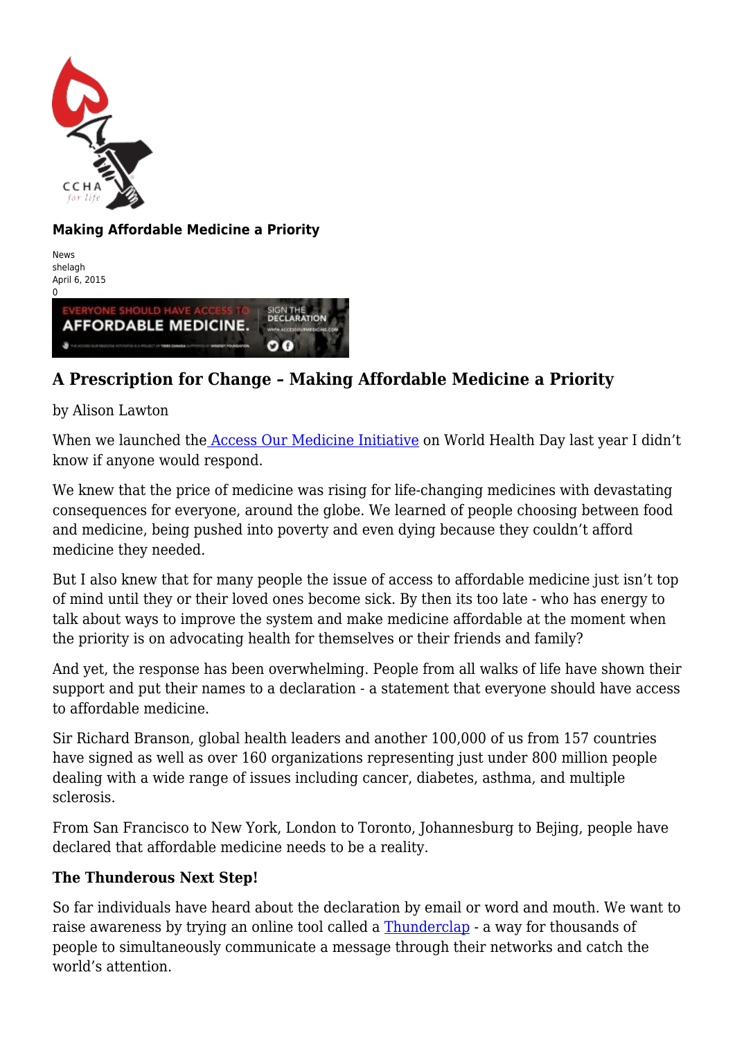## Making Affordable Medicine a Priority

News
shelagh
April 6, 2015
0

# A Prescription for Change – Making Affordable Medicine a Priority

by Alison Lawton

When we launched the [Access Our Medicine Initiative]() on World Health Day last year I didn't know if anyone would respond.

We knew that the price of medicine was rising for life-changing medicines with devastating consequences for everyone, around the globe. We learned of people choosing between food and medicine, being pushed into poverty and even dying because they couldn't afford medicine they needed.

But I also knew that for many people the issue of access to affordable medicine just isn't top of mind until they or their loved ones become sick. By then its too late - who has energy to talk about ways to improve the system and make medicine affordable at the moment when the priority is on advocating health for themselves or their friends and family?

And yet, the response has been overwhelming. People from all walks of life have shown their support and put their names to a declaration - a statement that everyone should have access to affordable medicine.

Sir Richard Branson, global health leaders and another 100,000 of us from 157 countries have signed as well as over 160 organizations representing just under 800 million people dealing with a wide range of issues including cancer, diabetes, asthma, and multiple sclerosis.

From San Francisco to New York, London to Toronto, Johannesburg to Bejing, people have declared that affordable medicine needs to be a reality.

**The Thunderous Next Step!**

So far individuals have heard about the declaration by email or word and mouth. We want to raise awareness by trying an online tool called a [Thunderclap]() - a way for thousands of people to simultaneously communicate a message through their networks and catch the world's attention.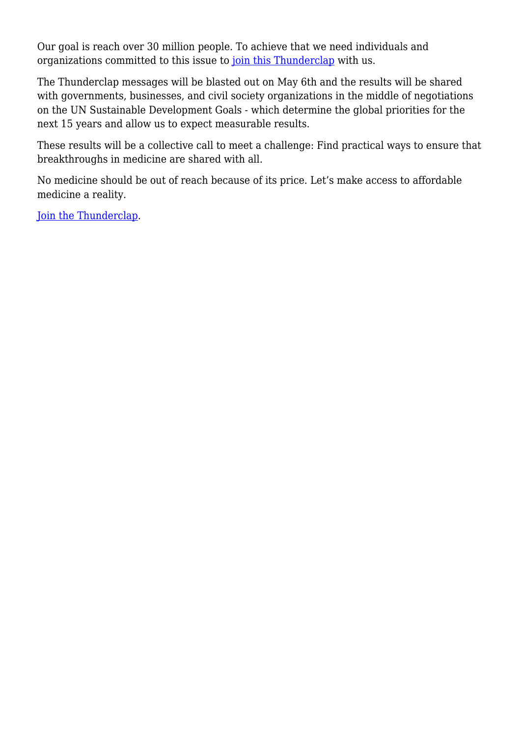Our goal is reach over 30 million people. To achieve that we need individuals and organizations committed to this issue to join this Thunderclap with us.

The Thunderclap messages will be blasted out on May 6th and the results will be shared with governments, businesses, and civil society organizations in the middle of negotiations on the UN Sustainable Development Goals - which determine the global priorities for the next 15 years and allow us to expect measurable results.

These results will be a collective call to meet a challenge: Find practical ways to ensure that breakthroughs in medicine are shared with all.

No medicine should be out of reach because of its price. Let's make access to affordable medicine a reality.

Join the Thunderclap.